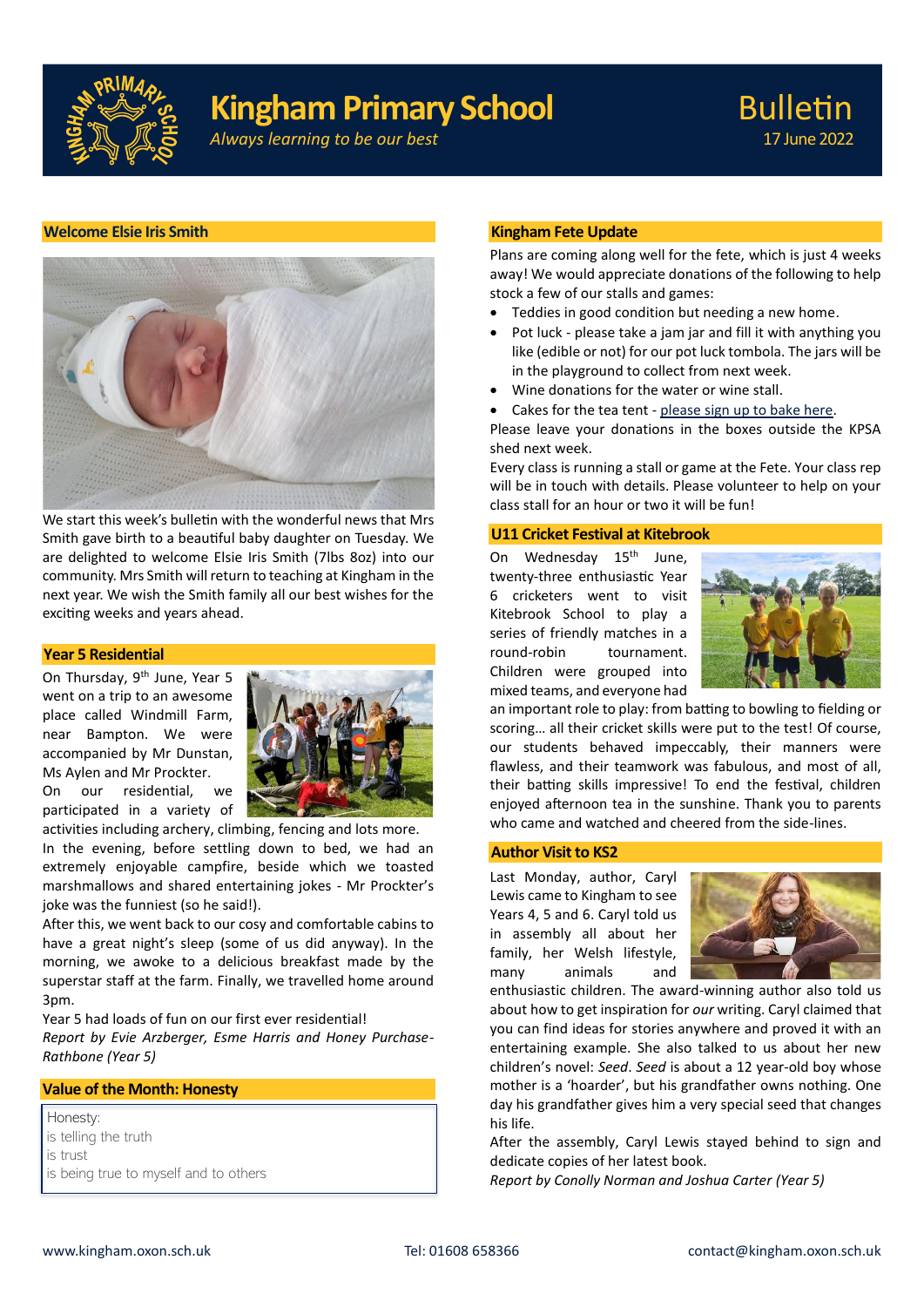# Kingham Primary School

*Always learning to be our best*

## Bulletin

17 June 2022

### Welcome Elsie Iris Smith

We start this week's bulletin with the wonderful news that Mrs Smith gave birth to a beautiful baby daughter on Tuesday. We are delighted to welcome Elsie Iris Smith (7lbs 8oz) into our community. Mrs Smith will return to teaching at Kingham in the next year. We wish the Smith family all our best wishes for the exciting weeks and years ahead.

### Year 5 Residential

On Thursday, 9th June, Year 5 went on a trip to an awesome place called Windmill Farm, near Bampton. We were accompanied by Mr Dunstan, Ms Aylen and Mr Prockter.

On our residential, we participated in a variety of activities including archery, climbing, fencing and lots more.

In the evening, before settling down to bed, we had an extremely enjoyable campfire, beside which we toasted marshmallows and shared entertaining jokes - Mr Prockter's joke was the funniest (so he said!).

After this, we went back to our cosy and comfortable cabins to have a great night's sleep (some of us did anyway). In the morning, we awoke to a delicious breakfast made by the superstar staff at the farm. Finally, we travelled home around 3pm.

Year 5 had loads of fun on our first ever residential!

*Report by Evie Arzberger, Esme Harris and Honey Purchase-Rathbone (Year 5)*

### Value of the Month: Honesty

Honesty:
is telling the truth
is trust
is being true to myself and to others

### Kingham Fete Update

Plans are coming along well for the fete, which is just 4 weeks away! We would appreciate donations of the following to help stock a few of our stalls and games:

- Teddies in good condition but needing a new home.
- Pot luck - please take a jam jar and fill it with anything you like (edible or not) for our pot luck tombola. The jars will be in the playground to collect from next week.
- Wine donations for the water or wine stall.
- Cakes for the tea tent - please sign up to bake here.

Please leave your donations in the boxes outside the KPSA shed next week.

Every class is running a stall or game at the Fete. Your class rep will be in touch with details. Please volunteer to help on your class stall for an hour or two it will be fun!

### U11 Cricket Festival at Kitebrook

On Wednesday 15th June, twenty-three enthusiastic Year 6 cricketers went to visit Kitebrook School to play a series of friendly matches in a round-robin tournament. Children were grouped into mixed teams, and everyone had an important role to play: from batting to bowling to fielding or scoring… all their cricket skills were put to the test! Of course, our students behaved impeccably, their manners were flawless, and their teamwork was fabulous, and most of all, their batting skills impressive! To end the festival, children enjoyed afternoon tea in the sunshine. Thank you to parents who came and watched and cheered from the side-lines.

### Author Visit to KS2

Last Monday, author, Caryl Lewis came to Kingham to see Years 4, 5 and 6. Caryl told us in assembly all about her family, her Welsh lifestyle, many animals and enthusiastic children. The award-winning author also told us about how to get inspiration for *our* writing. Caryl claimed that you can find ideas for stories anywhere and proved it with an entertaining example. She also talked to us about her new children's novel: *Seed*. *Seed* is about a 12 year-old boy whose mother is a 'hoarder', but his grandfather owns nothing. One day his grandfather gives him a very special seed that changes his life.

After the assembly, Caryl Lewis stayed behind to sign and dedicate copies of her latest book.

*Report by Conolly Norman and Joshua Carter (Year 5)*

www.kingham.oxon.sch.uk | Tel: 01608 658366 | contact@kingham.oxon.sch.uk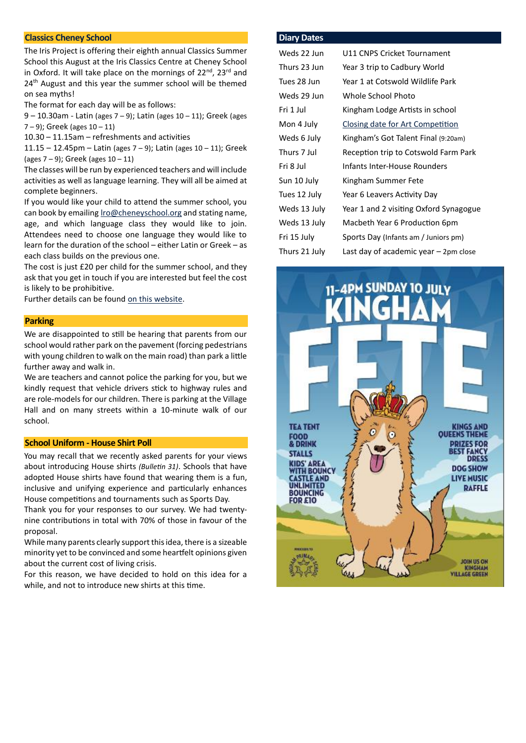## Classics Cheney School

The Iris Project is offering their eighth annual Classics Summer School this August at the Iris Classics Centre at Cheney School in Oxford. It will take place on the mornings of 22nd, 23rd and 24th August and this year the summer school will be themed on sea myths!

The format for each day will be as follows:

9 – 10.30am - Latin (ages 7 – 9); Latin (ages 10 – 11); Greek (ages 7 – 9); Greek (ages 10 – 11)

10.30 – 11.15am – refreshments and activities

11.15 – 12.45pm – Latin (ages 7 – 9); Latin (ages 10 – 11); Greek (ages 7 – 9); Greek (ages 10 – 11)

The classes will be run by experienced teachers and will include activities as well as language learning. They will all be aimed at complete beginners.

If you would like your child to attend the summer school, you can book by emailing lro@cheneyschool.org and stating name, age, and which language class they would like to join. Attendees need to choose one language they would like to learn for the duration of the school – either Latin or Greek – as each class builds on the previous one.

The cost is just £20 per child for the summer school, and they ask that you get in touch if you are interested but feel the cost is likely to be prohibitive.

Further details can be found on this website.

## Parking

We are disappointed to still be hearing that parents from our school would rather park on the pavement (forcing pedestrians with young children to walk on the main road) than park a little further away and walk in.

We are teachers and cannot police the parking for you, but we kindly request that vehicle drivers stick to highway rules and are role-models for our children. There is parking at the Village Hall and on many streets within a 10-minute walk of our school.

## School Uniform - House Shirt Poll

You may recall that we recently asked parents for your views about introducing House shirts *(Bulletin 31)*. Schools that have adopted House shirts have found that wearing them is a fun, inclusive and unifying experience and particularly enhances House competitions and tournaments such as Sports Day.

Thank you for your responses to our survey. We had twenty-nine contributions in total with 70% of those in favour of the proposal.

While many parents clearly support this idea, there is a sizeable minority yet to be convinced and some heartfelt opinions given about the current cost of living crisis.

For this reason, we have decided to hold on this idea for a while, and not to introduce new shirts at this time.

## Diary Dates

| | |
|---|---|
| Weds 22 Jun | U11 CNPS Cricket Tournament |
| Thurs 23 Jun | Year 3 trip to Cadbury World |
| Tues 28 Jun | Year 1 at Cotswold Wildlife Park |
| Weds 29 Jun | Whole School Photo |
| Fri 1 Jul | Kingham Lodge Artists in school |
| Mon 4 July | Closing date for Art Competition |
| Weds 6 July | Kingham's Got Talent Final (9:20am) |
| Thurs 7 Jul | Reception trip to Cotswold Farm Park |
| Fri 8 Jul | Infants Inter-House Rounders |
| Sun 10 July | Kingham Summer Fete |
| Tues 12 July | Year 6 Leavers Activity Day |
| Weds 13 July | Year 1 and 2 visiting Oxford Synagogue |
| Weds 13 July | Macbeth Year 6 Production 6pm |
| Fri 15 July | Sports Day (Infants am / Juniors pm) |
| Thurs 21 July | Last day of academic year – 2pm close |

11-4PM SUNDAY 10 JULY

KINGHAM FETE

TEA TENT
FOOD & DRINK
STALLS
KIDS' AREA WITH BOUNCY CASTLE AND UNLIMITED BOUNCING FOR £10

KINGS AND QUEENS THEME
PRIZES FOR BEST FANCY DRESS
DOG SHOW
LIVE MUSIC
RAFFLE

PROCEEDS TO KINGHAM PRIMARY SCHOOL

JOIN US ON KINGHAM VILLAGE GREEN